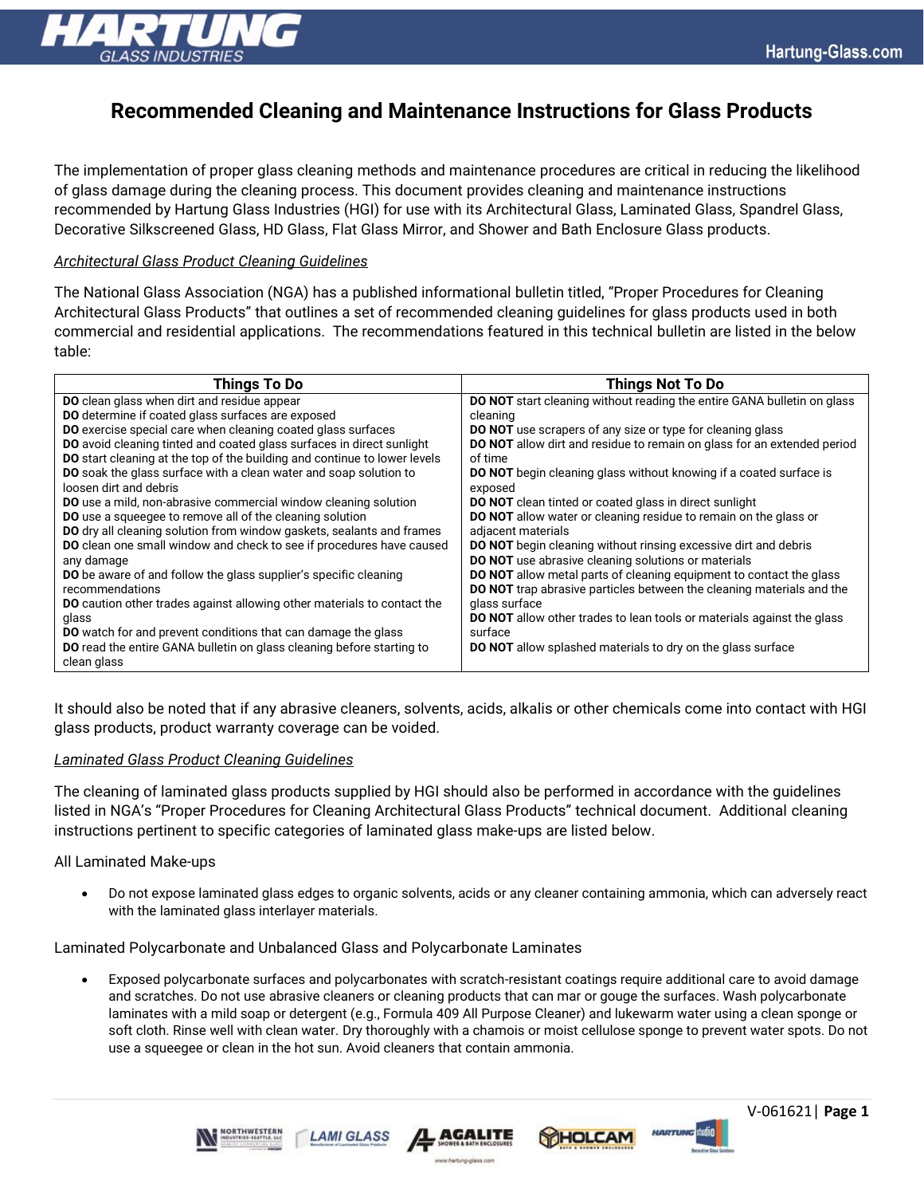# Recommended Cleaning and Maintenance Instructions for Glass Products

The implementation of proper glass cleaning methods and maintenance procedures are critical in reducing the likelihood of glass damage during the cleaning process. This document provides cleaning and maintenance instructions recommended by Hartung Glass Industries (HGI) for use with its Architectural Glass, Laminated Glass, Spandrel Glass, Decorative Silkscreened Glass, HD Glass, Flat Glass Mirror, and Shower and Bath Enclosure Glass products.

*<u>Architectural Glass Product Cleaning Guidelines</u>*

The National Glass Association (NGA) has a published informational bulletin titled, "Proper Procedures for Cleaning Architectural Glass Products" that outlines a set of recommended cleaning guidelines for glass products used in both commercial and residential applications. The recommendations featured in this technical bulletin are listed in the below table:

| Things To Do | Things Not To Do |
|---|---|
| **DO** clean glass when dirt and residue appear<br>**DO** determine if coated glass surfaces are exposed<br>**DO** exercise special care when cleaning coated glass surfaces<br>**DO** avoid cleaning tinted and coated glass surfaces in direct sunlight<br>**DO** start cleaning at the top of the building and continue to lower levels<br>**DO** soak the glass surface with a clean water and soap solution to loosen dirt and debris<br>**DO** use a mild, non-abrasive commercial window cleaning solution<br>**DO** use a squeegee to remove all of the cleaning solution<br>**DO** dry all cleaning solution from window gaskets, sealants and frames<br>**DO** clean one small window and check to see if procedures have caused any damage<br>**DO** be aware of and follow the glass supplier's specific cleaning recommendations<br>**DO** caution other trades against allowing other materials to contact the glass<br>**DO** watch for and prevent conditions that can damage the glass<br>**DO** read the entire GANA bulletin on glass cleaning before starting to clean glass | **DO NOT** start cleaning without reading the entire GANA bulletin on glass cleaning<br>**DO NOT** use scrapers of any size or type for cleaning glass<br>**DO NOT** allow dirt and residue to remain on glass for an extended period of time<br>**DO NOT** begin cleaning glass without knowing if a coated surface is exposed<br>**DO NOT** clean tinted or coated glass in direct sunlight<br>**DO NOT** allow water or cleaning residue to remain on the glass or adjacent materials<br>**DO NOT** begin cleaning without rinsing excessive dirt and debris<br>**DO NOT** use abrasive cleaning solutions or materials<br>**DO NOT** allow metal parts of cleaning equipment to contact the glass<br>**DO NOT** trap abrasive particles between the cleaning materials and the glass surface<br>**DO NOT** allow other trades to lean tools or materials against the glass surface<br>**DO NOT** allow splashed materials to dry on the glass surface |

It should also be noted that if any abrasive cleaners, solvents, acids, alkalis or other chemicals come into contact with HGI glass products, product warranty coverage can be voided.

*<u>Laminated Glass Product Cleaning Guidelines</u>*

The cleaning of laminated glass products supplied by HGI should also be performed in accordance with the guidelines listed in NGA's "Proper Procedures for Cleaning Architectural Glass Products" technical document. Additional cleaning instructions pertinent to specific categories of laminated glass make-ups are listed below.

All Laminated Make-ups

- Do not expose laminated glass edges to organic solvents, acids or any cleaner containing ammonia, which can adversely react with the laminated glass interlayer materials.

Laminated Polycarbonate and Unbalanced Glass and Polycarbonate Laminates

- Exposed polycarbonate surfaces and polycarbonates with scratch-resistant coatings require additional care to avoid damage and scratches. Do not use abrasive cleaners or cleaning products that can mar or gouge the surfaces. Wash polycarbonate laminates with a mild soap or detergent (e.g., Formula 409 All Purpose Cleaner) and lukewarm water using a clean sponge or soft cloth. Rinse well with clean water. Dry thoroughly with a chamois or moist cellulose sponge to prevent water spots. Do not use a squeegee or clean in the hot sun. Avoid cleaners that contain ammonia.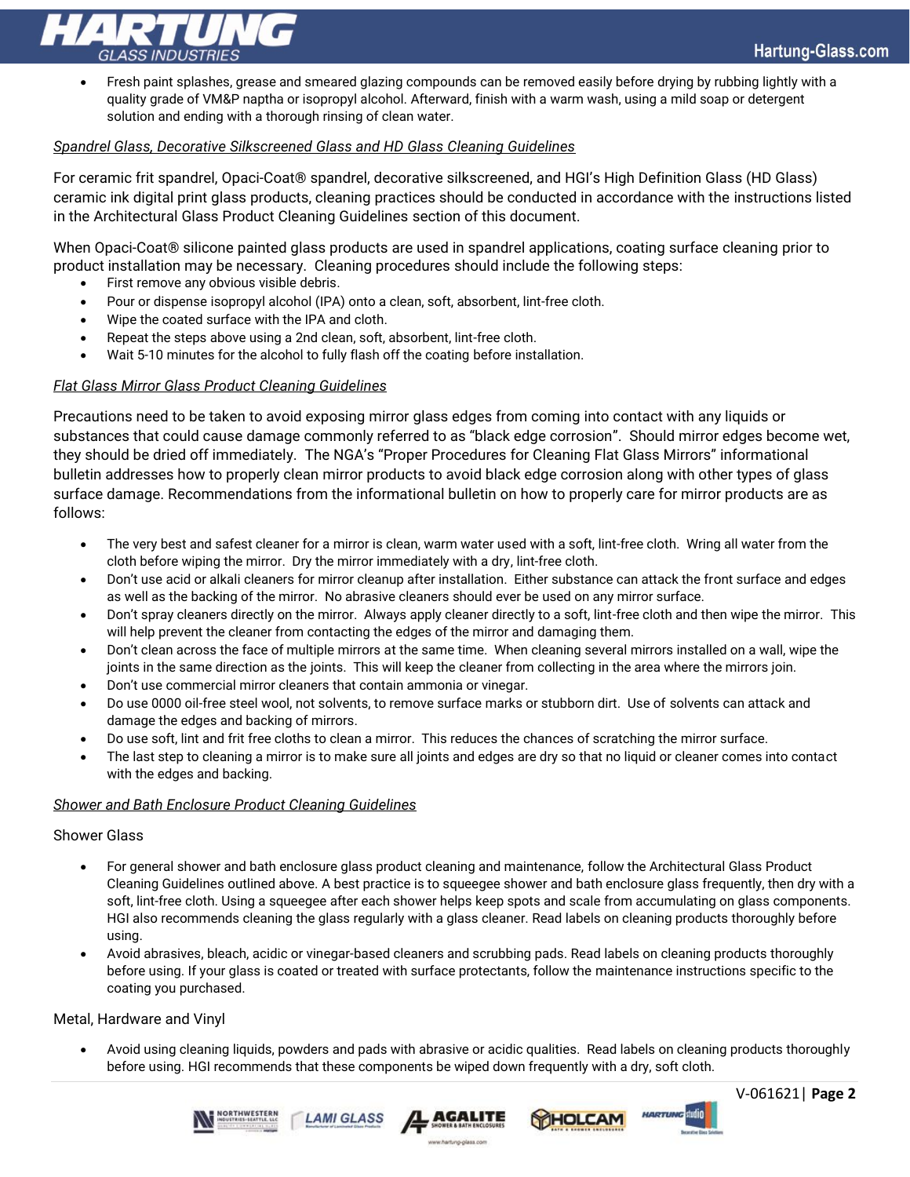- Fresh paint splashes, grease and smeared glazing compounds can be removed easily before drying by rubbing lightly with a quality grade of VM&P naptha or isopropyl alcohol. Afterward, finish with a warm wash, using a mild soap or detergent solution and ending with a thorough rinsing of clean water.

*Spandrel Glass, Decorative Silkscreened Glass and HD Glass Cleaning Guidelines*

For ceramic frit spandrel, Opaci-Coat® spandrel, decorative silkscreened, and HGI's High Definition Glass (HD Glass) ceramic ink digital print glass products, cleaning practices should be conducted in accordance with the instructions listed in the Architectural Glass Product Cleaning Guidelines section of this document.

When Opaci-Coat® silicone painted glass products are used in spandrel applications, coating surface cleaning prior to product installation may be necessary. Cleaning procedures should include the following steps:

- First remove any obvious visible debris.
- Pour or dispense isopropyl alcohol (IPA) onto a clean, soft, absorbent, lint-free cloth.
- Wipe the coated surface with the IPA and cloth.
- Repeat the steps above using a 2nd clean, soft, absorbent, lint-free cloth.
- Wait 5-10 minutes for the alcohol to fully flash off the coating before installation.

*Flat Glass Mirror Glass Product Cleaning Guidelines*

Precautions need to be taken to avoid exposing mirror glass edges from coming into contact with any liquids or substances that could cause damage commonly referred to as "black edge corrosion". Should mirror edges become wet, they should be dried off immediately. The NGA's "Proper Procedures for Cleaning Flat Glass Mirrors" informational bulletin addresses how to properly clean mirror products to avoid black edge corrosion along with other types of glass surface damage. Recommendations from the informational bulletin on how to properly care for mirror products are as follows:

- The very best and safest cleaner for a mirror is clean, warm water used with a soft, lint-free cloth. Wring all water from the cloth before wiping the mirror. Dry the mirror immediately with a dry, lint-free cloth.
- Don't use acid or alkali cleaners for mirror cleanup after installation. Either substance can attack the front surface and edges as well as the backing of the mirror. No abrasive cleaners should ever be used on any mirror surface.
- Don't spray cleaners directly on the mirror. Always apply cleaner directly to a soft, lint-free cloth and then wipe the mirror. This will help prevent the cleaner from contacting the edges of the mirror and damaging them.
- Don't clean across the face of multiple mirrors at the same time. When cleaning several mirrors installed on a wall, wipe the joints in the same direction as the joints. This will keep the cleaner from collecting in the area where the mirrors join.
- Don't use commercial mirror cleaners that contain ammonia or vinegar.
- Do use 0000 oil-free steel wool, not solvents, to remove surface marks or stubborn dirt. Use of solvents can attack and damage the edges and backing of mirrors.
- Do use soft, lint and frit free cloths to clean a mirror. This reduces the chances of scratching the mirror surface.
- The last step to cleaning a mirror is to make sure all joints and edges are dry so that no liquid or cleaner comes into contact with the edges and backing.

*Shower and Bath Enclosure Product Cleaning Guidelines*

Shower Glass

- For general shower and bath enclosure glass product cleaning and maintenance, follow the Architectural Glass Product Cleaning Guidelines outlined above. A best practice is to squeegee shower and bath enclosure glass frequently, then dry with a soft, lint-free cloth. Using a squeegee after each shower helps keep spots and scale from accumulating on glass components. HGI also recommends cleaning the glass regularly with a glass cleaner. Read labels on cleaning products thoroughly before using.
- Avoid abrasives, bleach, acidic or vinegar-based cleaners and scrubbing pads. Read labels on cleaning products thoroughly before using. If your glass is coated or treated with surface protectants, follow the maintenance instructions specific to the coating you purchased.

Metal, Hardware and Vinyl

- Avoid using cleaning liquids, powders and pads with abrasive or acidic qualities. Read labels on cleaning products thoroughly before using. HGI recommends that these components be wiped down frequently with a dry, soft cloth.

V-061621